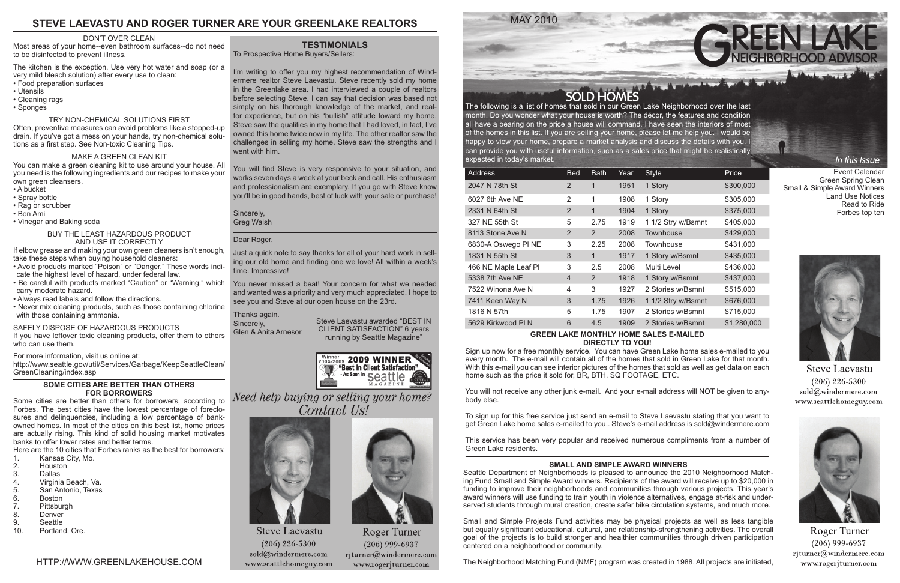# STEVE LAEVASTU AND ROGER TURNER ARE YOUR GREENLAKE REALTORS

### DON'T OVER CLEAN

Most areas of your home--even bathroom surfaces--do not need to be disinfected to prevent illness.

The kitchen is the exception. Use very hot water and soap (or a very mild bleach solution) after every use to clean:

- Food preparation surfaces
- Utensils
- Cleaning rags
- Sponges

### TRY NON-CHEMICAL SOLUTIONS FIRST

Often, preventive measures can avoid problems like a stopped-up drain. If you've got a mess on your hands, try non-chemical solutions as a first step. See Non-toxic Cleaning Tips.

### MAKE A GREEN CLEAN KIT

You can make a green cleaning kit to use around your house. All you need is the following ingredients and our recipes to make your own green cleansers.

- A bucket
- Spray bottle
- Rag or scrubber
- Bon Ami
- Vinegar and Baking soda

### BUY THE LEAST HAZARDOUS PRODUCT AND USE IT CORRECTLY

If elbow grease and making your own green cleaners isn't enough, take these steps when buying household cleaners:

- Avoid products marked "Poison" or "Danger." These words indicate the highest level of hazard, under federal law.
- Be careful with products marked "Caution" or "Warning," which carry moderate hazard.
- Always read labels and follow the directions.
- Never mix cleaning products, such as those containing chlorine with those containing ammonia.

### SAFELY DISPOSE OF HAZARDOUS PRODUCTS

If you have leftover toxic cleaning products, offer them to others who can use them.

For more information, visit us online at:
http://www.seattle.gov/util/Services/Garbage/KeepSeattleClean/GreenCleaning/index.asp

### SOME CITIES ARE BETTER THAN OTHERS FOR BORROWERS

Some cities are better than others for borrowers, according to Forbes. The best cities have the lowest percentage of foreclosures and delinquencies, including a low percentage of bank-owned homes. In most of the cities on this best list, home prices are actually rising. This kind of solid housing market motivates banks to offer lower rates and better terms.

Here are the 10 cities that Forbes ranks as the best for borrowers:

1. Kansas City, Mo.
2. Houston
3. Dallas
4. Virginia Beach, Va.
5. San Antonio, Texas
6. Boston
7. Pittsburgh
8. Denver
9. Seattle
10. Portland, Ore.

HTTP://WWW.GREENLAKEHOUSE.COM

## TESTIMONIALS

To Prospective Home Buyers/Sellers:

I'm writing to offer you my highest recommendation of Windermere realtor Steve Laevastu. Steve recently sold my home in the Greenlake area. I had interviewed a couple of realtors before selecting Steve. I can say that decision was based not simply on his thorough knowledge of the market, and realtor experience, but on his "bullish" attitude toward my home. Steve saw the qualities in my home that I had loved, in fact, I've owned this home twice now in my life. The other realtor saw the challenges in selling my home. Steve saw the strengths and I went with him.

You will find Steve is very responsive to your situation, and works seven days a week at your beck and call. His enthusiasm and professionalism are exemplary. If you go with Steve know you'll be in good hands, best of luck with your sale or purchase!

Sincerely,
Greg Walsh

Dear Roger,

Just a quick note to say thanks for all of your hard work in selling our old home and finding one we love! All within a week's time. Impressive!

You never missed a beat! Your concern for what we needed and wanted was a priority and very much appreciated. I hope to see you and Steve at our open house on the 23rd.

Thanks again.
Sincerely,
Glen & Anita Arnesor

Steve Laevastu awarded "BEST IN CLIENT SATISFACTION" 6 years running by Seattle Magazine"

Winner 2004-2009 2009 WINNER "Best In Client Satisfaction" - As Seen in Seattle Magazine

*Need help buying or selling your home? Contact Us!*

Steve Laevastu
(206) 226-5300
sold@windermere.com
www.seattlehomeguy.com

Roger Turner
(206) 999-6937
rjturner@windermere.com
www.rogerjturner.com

MAY 2010

# GREEN LAKE NEIGHBORHOOD ADVISOR

## SOLD HOMES

The following is a list of homes that sold in our Green Lake Neighborhood over the last month. Do you wonder what your house is worth? The décor, the features and condition all have a bearing on the price a house will command. I have seen the interiors of most of the homes in this list. If you are selling your home, please let me help you. I would be happy to view your home, prepare a market analysis and discuss the details with you. I can provide you with useful information, such as a sales price that might be realistically expected in today's market.

| Address | Bed | Bath | Year | Style | Price |
|---|---|---|---|---|---|
| 2047 N 78th St | 2 | 1 | 1951 | 1 Story | $300,000 |
| 6027 6th Ave NE | 2 | 1 | 1908 | 1 Story | $305,000 |
| 2331 N 64th St | 2 | 1 | 1904 | 1 Story | $375,000 |
| 327 NE 55th St | 5 | 2.75 | 1919 | 1 1/2 Stry w/Bsmnt | $405,000 |
| 8113 Stone Ave N | 2 | 2 | 2008 | Townhouse | $429,000 |
| 6830-A Oswego Pl NE | 3 | 2.25 | 2008 | Townhouse | $431,000 |
| 1831 N 55th St | 3 | 1 | 1917 | 1 Story w/Bsmnt | $435,000 |
| 466 NE Maple Leaf Pl | 3 | 2.5 | 2008 | Multi Level | $436,000 |
| 5338 7th Ave NE | 4 | 2 | 1918 | 1 Story w/Bsmnt | $437,000 |
| 7522 Winona Ave N | 4 | 3 | 1927 | 2 Stories w/Bsmnt | $515,000 |
| 7411 Keen Way N | 3 | 1.75 | 1926 | 1 1/2 Stry w/Bsmnt | $676,000 |
| 1816 N 57th | 5 | 1.75 | 1907 | 2 Stories w/Bsmnt | $715,000 |
| 5629 Kirkwood Pl N | 6 | 4.5 | 1909 | 2 Stories w/Bsmnt | $1,280,000 |

*In this Issue*

Event Calendar
Green Spring Clean
Small & Simple Award Winners
Land Use Notices
Read to Ride
Forbes top ten

### GREEN LAKE MONTHLY HOME SALES E-MAILED DIRECTLY TO YOU!

Sign up now for a free monthly service. You can have Green Lake home sales e-mailed to you every month. The e-mail will contain all of the homes that sold in Green Lake for that month. With this e-mail you can see interior pictures of the homes that sold as well as get data on each home such as the price it sold for, BR, BTH, SQ FOOTAGE, ETC.

You will not receive any other junk e-mail. And your e-mail address will NOT be given to anybody else.

To sign up for this free service just send an e-mail to Steve Laevastu stating that you want to get Green Lake home sales e-mailed to you.. Steve's e-mail address is sold@windermere.com

This service has been very popular and received numerous compliments from a number of Green Lake residents.

### SMALL AND SIMPLE AWARD WINNERS

Seattle Department of Neighborhoods is pleased to announce the 2010 Neighborhood Matching Fund Small and Simple Award Winners. Recipients of the award will receive up to $20,000 in funding to improve their neighborhoods and communities through various projects. This year's award winners will use funding to train youth in violence alternatives, engage at-risk and underserved students through mural creation, create safer bike circulation systems, and much more.

Small and Simple Projects Fund activities may be physical projects as well as less tangible but equally significant educational, cultural, and relationship-strengthening activities. The overall goal of the projects is to build stronger and healthier communities through driven participation centered on a neighborhood or community.

The Neighborhood Matching Fund (NMF) program was created in 1988. All projects are initiated,

Steve Laevastu
(206) 226-5300
sold@windermere.com
www.seattlehomeguy.com

Roger Turner
(206) 999-6937
rjturner@windermere.com
www.rogerjturner.com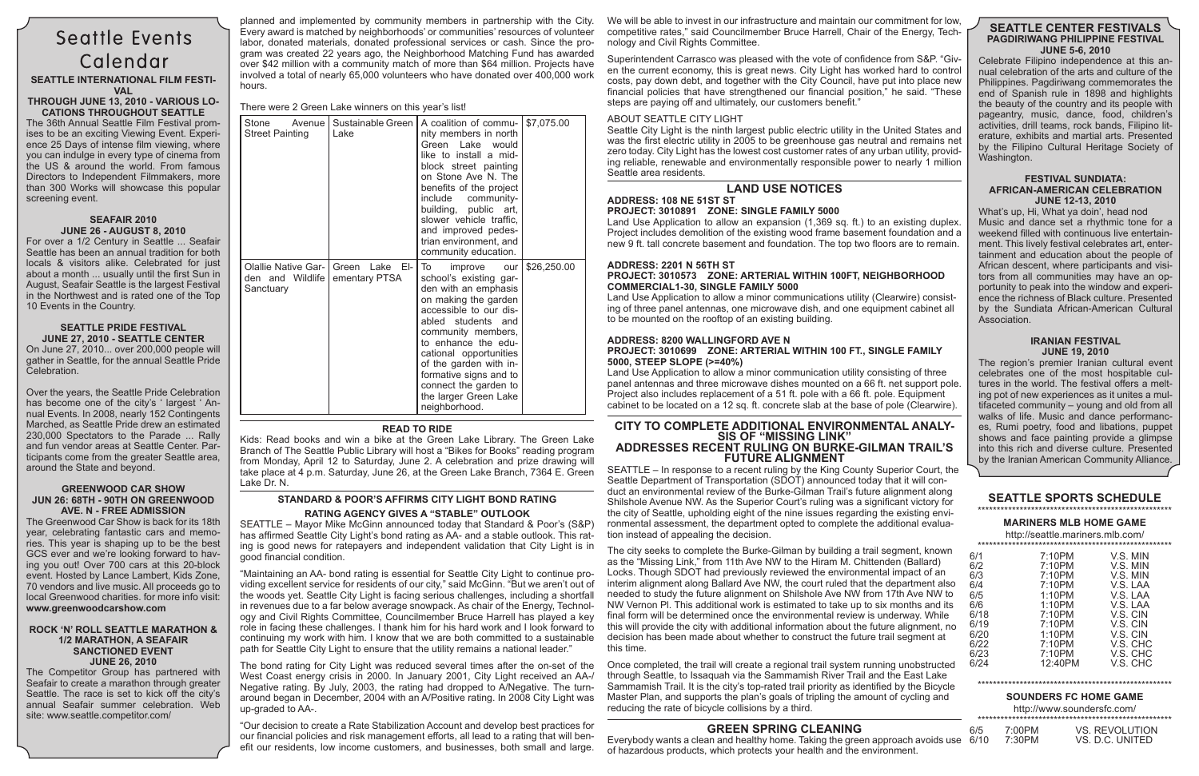# Seattle Events Calendar

### SEATTLE INTERNATIONAL FILM FESTIVAL
### THROUGH JUNE 13, 2010 - VARIOUS LOCATIONS THROUGHOUT SEATTLE

The 36th Annual Seattle Film Festival promises to be an exciting Viewing Event. Experience 25 Days of intense film viewing, where you can indulge in every type of cinema from the US & around the world. From famous Directors to Independent Filmmakers, more than 300 Works will showcase this popular screening event.

### SEAFAIR 2010
### JUNE 26 - AUGUST 8, 2010

For over a 1/2 Century in Seattle ... Seafair Seattle has been an annual tradition for both locals & visitors alike. Celebrated for just about a month ... usually until the first Sun in August, Seafair Seattle is the largest Festival in the Northwest and is rated one of the Top 10 Events in the Country.

### SEATTLE PRIDE FESTIVAL
### JUNE 27, 2010 - SEATTLE CENTER

On June 27, 2010... over 200,000 people will gather in Seattle, for the annual Seattle Pride Celebration.

Over the years, the Seattle Pride Celebration has become one of the city's ' largest ' Annual Events. In 2008, nearly 152 Contingents Marched, as Seattle Pride drew an estimated 230,000 Spectators to the Parade ... Rally and fun vendor areas at Seattle Center. Participants come from the greater Seattle area, around the State and beyond.

### GREENWOOD CAR SHOW
### JUN 26: 68TH - 90TH ON GREENWOOD AVE. N - FREE ADMISSION

The Greenwood Car Show is back for its 18th year, celebrating fantastic cars and memories. This year is shaping up to be the best GCS ever and we're looking forward to having you out! Over 700 cars at this 20-block event. Hosted by Lance Lambert, Kids Zone, 70 vendors and live music. All proceeds go to local Greenwood charities. for more info visit: **www.greenwoodcarshow.com**

### ROCK 'N' ROLL SEATTLE MARATHON & 1/2 MARATHON, A SEAFAIR SANCTIONED EVENT
### JUNE 26, 2010

The Competitor Group has partnered with Seafair to create a marathon through greater Seattle. The race is set to kick off the city's annual Seafair summer celebration. Web site: www.seattle.competitor.com/

planned and implemented by community members in partnership with the City. Every award is matched by neighborhoods' or communities' resources of volunteer labor, donated materials, donated professional services or cash. Since the program was created 22 years ago, the Neighborhood Matching Fund has awarded over $42 million with a community match of more than $64 million. Projects have involved a total of nearly 65,000 volunteers who have donated over 400,000 work hours.

There were 2 Green Lake winners on this year's list!

| | | | |
|---|---|---|---|
| Stone Avenue Street Painting | Sustainable Green Lake | A coalition of community members in north Green Lake would like to install a mid-block street painting on Stone Ave N. The benefits of the project include community-building, public art, slower vehicle traffic, and improved pedestrian environment, and community education. | $7,075.00 |
| Olallie Native Garden and Wildlife Sanctuary | Green Lake Elementary PTSA | To improve our school's existing garden with an emphasis on making the garden accessible to our disabled students and community members, to enhance the educational opportunities of the garden with informative signs and to connect the garden to the larger Green Lake neighborhood. | $26,250.00 |

## READ TO RIDE

Kids: Read books and win a bike at the Green Lake Library. The Green Lake Branch of The Seattle Public Library will host a "Bikes for Books" reading program from Monday, April 12 to Saturday, June 2. A celebration and prize drawing will take place at 4 p.m. Saturday, June 26, at the Green Lake Branch, 7364 E. Green Lake Dr. N.

## STANDARD & POOR'S AFFIRMS CITY LIGHT BOND RATING
## RATING AGENCY GIVES A "STABLE" OUTLOOK

SEATTLE – Mayor Mike McGinn announced today that Standard & Poor's (S&P) has affirmed Seattle City Light's bond rating as AA- and a stable outlook. This rating is good news for ratepayers and independent validation that City Light is in good financial condition.

"Maintaining an AA- bond rating is essential for Seattle City Light to continue providing excellent service for residents of our city," said McGinn. "But we aren't out of the woods yet. Seattle City Light is facing serious challenges, including a shortfall in revenues due to a far below average snowpack. As chair of the Energy, Technology and Civil Rights Committee, Councilmember Bruce Harrell has played a key role in facing these challenges. I thank him for his hard work and I look forward to continuing my work with him. I know that we are both committed to a sustainable path for Seattle City Light to ensure that the utility remains a national leader."

The bond rating for City Light was reduced several times after the on-set of the West Coast energy crisis in 2000. In January 2001, City Light received an AA-/Negative rating. By July, 2003, the rating had dropped to A/Negative. The turnaround began in December, 2004 with an A/Positive rating. In 2008 City Light was up-graded to AA-.

"Our decision to create a Rate Stabilization Account and develop best practices for our financial policies and risk management efforts, all lead to a rating that will benefit our residents, low income customers, and businesses, both small and large. We will be able to invest in our infrastructure and maintain our commitment for low, competitive rates," said Councilmember Bruce Harrell, Chair of the Energy, Technology and Civil Rights Committee.

Superintendent Carrasco was pleased with the vote of confidence from S&P. "Given the current economy, this is great news. City Light has worked hard to control costs, pay down debt, and together with the City Council, have put into place new financial policies that have strengthened our financial position," he said. "These steps are paying off and ultimately, our customers benefit."

ABOUT SEATTLE CITY LIGHT

Seattle City Light is the ninth largest public electric utility in the United States and was the first electric utility in 2005 to be greenhouse gas neutral and remains net zero today. City Light has the lowest cost customer rates of any urban utility, providing reliable, renewable and environmentally responsible power to nearly 1 million Seattle area residents.

## LAND USE NOTICES

**ADDRESS: 108 NE 51ST ST**
**PROJECT: 3010891 ZONE: SINGLE FAMILY 5000**

Land Use Application to allow an expansion (1,369 sq. ft.) to an existing duplex. Project includes demolition of the existing wood frame basement foundation and a new 9 ft. tall concrete basement and foundation. The top two floors are to remain.

**ADDRESS: 2201 N 56TH ST**
**PROJECT: 3010573 ZONE: ARTERIAL WITHIN 100FT, NEIGHBORHOOD COMMERCIAL1-30, SINGLE FAMILY 5000**

Land Use Application to allow a minor communications utility (Clearwire) consisting of three panel antennas, one microwave dish, and one equipment cabinet all to be mounted on the rooftop of an existing building.

**ADDRESS: 8200 WALLINGFORD AVE N**
**PROJECT: 3010699 ZONE: ARTERIAL WITHIN 100 FT., SINGLE FAMILY 5000, STEEP SLOPE (>=40%)**

Land Use Application to allow a minor communication utility consisting of three panel antennas and three microwave dishes mounted on a 66 ft. net support pole. Project also includes replacement of a 51 ft. pole with a 66 ft. pole. Equipment cabinet to be located on a 12 sq. ft. concrete slab at the base of pole (Clearwire).

## CITY TO COMPLETE ADDITIONAL ENVIRONMENTAL ANALYSIS OF "MISSING LINK" ADDRESSES RECENT RULING ON BURKE-GILMAN TRAIL'S FUTURE ALIGNMENT

SEATTLE – In response to a recent ruling by the King County Superior Court, the Seattle Department of Transportation (SDOT) announced today that it will conduct an environmental review of the Burke-Gilman Trail's future alignment along Shilshole Avenue NW. As the Superior Court's ruling was a significant victory for the city of Seattle, upholding eight of the nine issues regarding the existing environmental assessment, the department opted to complete the additional evaluation instead of appealing the decision.

The city seeks to complete the Burke-Gilman by building a trail segment, known as the "Missing Link," from 11th Ave NW to the Hiram M. Chittenden (Ballard) Locks. Though SDOT had previously reviewed the environmental impact of an interim alignment along Ballard Ave NW, the court ruled that the department also needed to study the future alignment on Shilshole Ave NW from 17th Ave NW to NW Vernon Pl. This additional work is estimated to take up to six months and its final form will be determined once the environmental review is underway. While this will provide the city with additional information about the future alignment, no decision has been made about whether to construct the future trail segment at this time.

Once completed, the trail will create a regional trail system running unobstructed through Seattle, to Issaquah via the Sammamish River Trail and the East Lake Sammamish Trail. It is the city's top-rated trail priority as identified by the Bicycle Master Plan, and supports the plan's goals of tripling the amount of cycling and reducing the rate of bicycle collisions by a third.

## GREEN SPRING CLEANING

Everybody wants a clean and healthy home. Taking the green approach avoids use of hazardous products, which protects your health and the environment.

## SEATTLE CENTER FESTIVALS

### PAGDIRIWANG PHILIPPINE FESTIVAL
### JUNE 5-6, 2010

Celebrate Filipino independence at this annual celebration of the arts and culture of the Philippines. Pagdiriwang commemorates the end of Spanish rule in 1898 and highlights the beauty of the country and its people with pageantry, music, dance, food, children's activities, drill teams, rock bands, Filipino literature, exhibits and martial arts. Presented by the Filipino Cultural Heritage Society of Washington.

### FESTIVAL SUNDIATA: AFRICAN-AMERICAN CELEBRATION
### JUNE 12-13, 2010

What's up, Hi, What ya doin', head nod Music and dance set a rhythmic tone for a weekend filled with continuous live entertainment. This lively festival celebrates art, entertainment and education about the people of African descent, where participants and visitors from all communities may have an opportunity to peak into the window and experience the richness of Black culture. Presented by the Sundiata African-American Cultural Association.

### IRANIAN FESTIVAL
### JUNE 19, 2010

The region's premier Iranian cultural event celebrates one of the most hospitable cultures in the world. The festival offers a melting pot of new experiences as it unites a multifaceted community – young and old from all walks of life. Music and dance performances, Rumi poetry, food and libations, puppet shows and face painting provide a glimpse into this rich and diverse culture. Presented by the Iranian American Community Alliance.

## SEATTLE SPORTS SCHEDULE

### MARINERS MLB HOME GAME

http://seattle.mariners.mlb.com/

| | | |
|---|---|---|
| 6/1 | 7:10PM | V.S. MIN |
| 6/2 | 7:10PM | V.S. MIN |
| 6/3 | 7:10PM | V.S. MIN |
| 6/4 | 7:10PM | V.S. LAA |
| 6/5 | 1:10PM | V.S. LAA |
| 6/6 | 1:10PM | V.S. LAA |
| 6/18 | 7:10PM | V.S. CIN |
| 6/19 | 7:10PM | V.S. CIN |
| 6/20 | 1:10PM | V.S. CIN |
| 6/22 | 7:10PM | V.S. CHC |
| 6/23 | 7:10PM | V.S. CHC |
| 6/24 | 12:40PM | V.S. CHC |

### SOUNDERS FC HOME GAME

http://www.soundersfc.com/

| | | |
|---|---|---|
| 6/5 | 7:00PM | VS. REVOLUTION |
| 6/10 | 7:30PM | VS. D.C. UNITED |